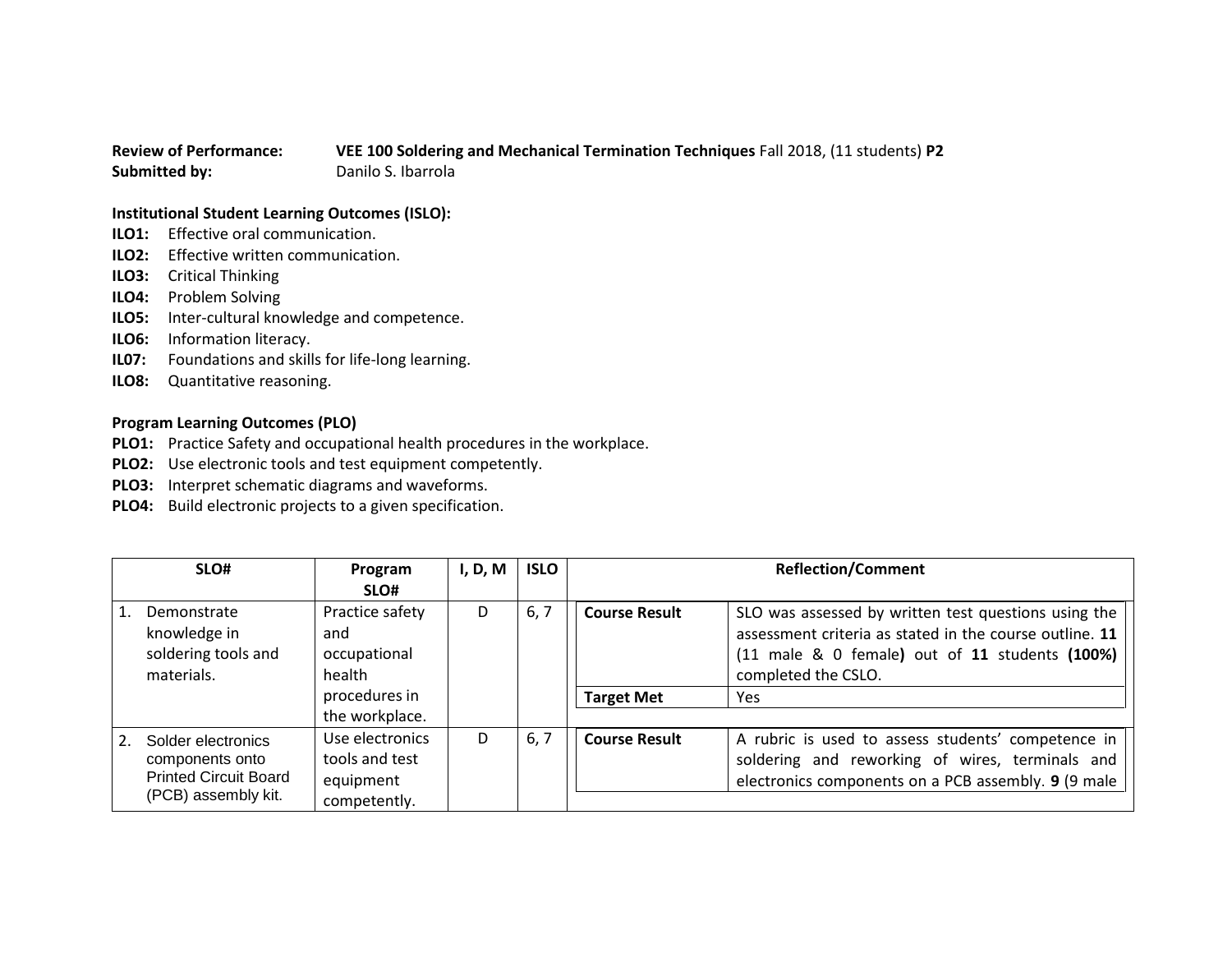**Review of Performance:** **VEE 100 Soldering and Mechanical Termination Techniques** Fall 2018, (11 students) **P2**
**Submitted by:** Danilo S. Ibarrola

**Institutional Student Learning Outcomes (ISLO):**

**ILO1:** Effective oral communication.
**ILO2:** Effective written communication.
**ILO3:** Critical Thinking
**ILO4:** Problem Solving
**ILO5:** Inter-cultural knowledge and competence.
**ILO6:** Information literacy.
**IL07:** Foundations and skills for life-long learning.
**ILO8:** Quantitative reasoning.

**Program Learning Outcomes (PLO)**

**PLO1:** Practice Safety and occupational health procedures in the workplace.
**PLO2:** Use electronic tools and test equipment competently.
**PLO3:** Interpret schematic diagrams and waveforms.
**PLO4:** Build electronic projects to a given specification.

| SLO# | Program SLO# | I, D, M | ISLO | Reflection/Comment | |
|---|---|---|---|---|---|
| 1. Demonstrate knowledge in soldering tools and materials. | Practice safety and occupational health procedures in the workplace. | D | 6, 7 | **Course Result** | SLO was assessed by written test questions using the assessment criteria as stated in the course outline. **11** (11 male & 0 female**)** out of **11** students **(100%)** completed the CSLO. |
| | | | | **Target Met** | Yes |
| 2. Solder electronics components onto Printed Circuit Board (PCB) assembly kit. | Use electronics tools and test equipment competently. | D | 6, 7 | **Course Result** | A rubric is used to assess students' competence in soldering and reworking of wires, terminals and electronics components on a PCB assembly. **9** (9 male |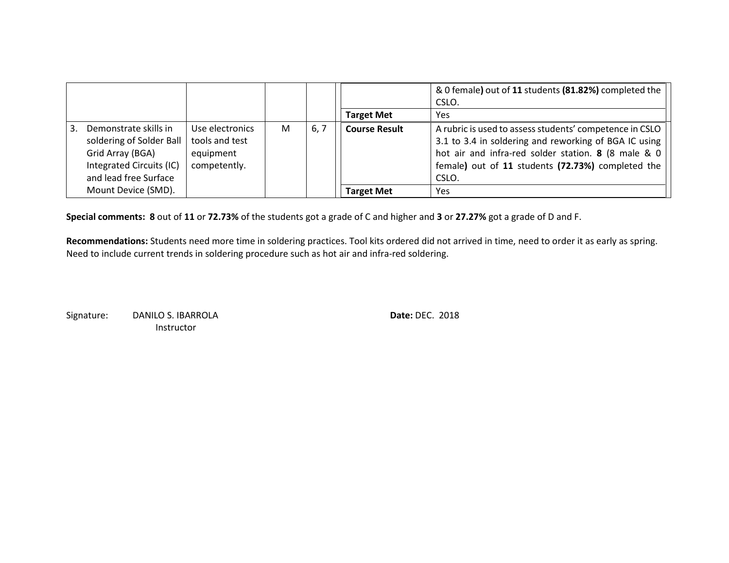| | | | | | |
|---|---|---|---|---|---|
| | | | | | & 0 female**)** out of **11** students **(81.82%)** completed the CSLO. |
| | | | | **Target Met** | Yes |
| 3. Demonstrate skills in soldering of Solder Ball Grid Array (BGA) Integrated Circuits (IC) and lead free Surface Mount Device (SMD). | Use electronics tools and test equipment competently. | M | 6, 7 | **Course Result** | A rubric is used to assess students' competence in CSLO 3.1 to 3.4 in soldering and reworking of BGA IC using hot air and infra-red solder station. **8** (8 male & 0 female**)** out of **11** students **(72.73%)** completed the CSLO. |
| | | | | **Target Met** | Yes |

**Special comments: 8** out of **11** or **72.73%** of the students got a grade of C and higher and **3** or **27.27%** got a grade of D and F.

**Recommendations:** Students need more time in soldering practices. Tool kits ordered did not arrived in time, need to order it as early as spring. Need to include current trends in soldering procedure such as hot air and infra-red soldering.

Signature: DANILO S. IBARROLA
Instructor

**Date:** DEC. 2018